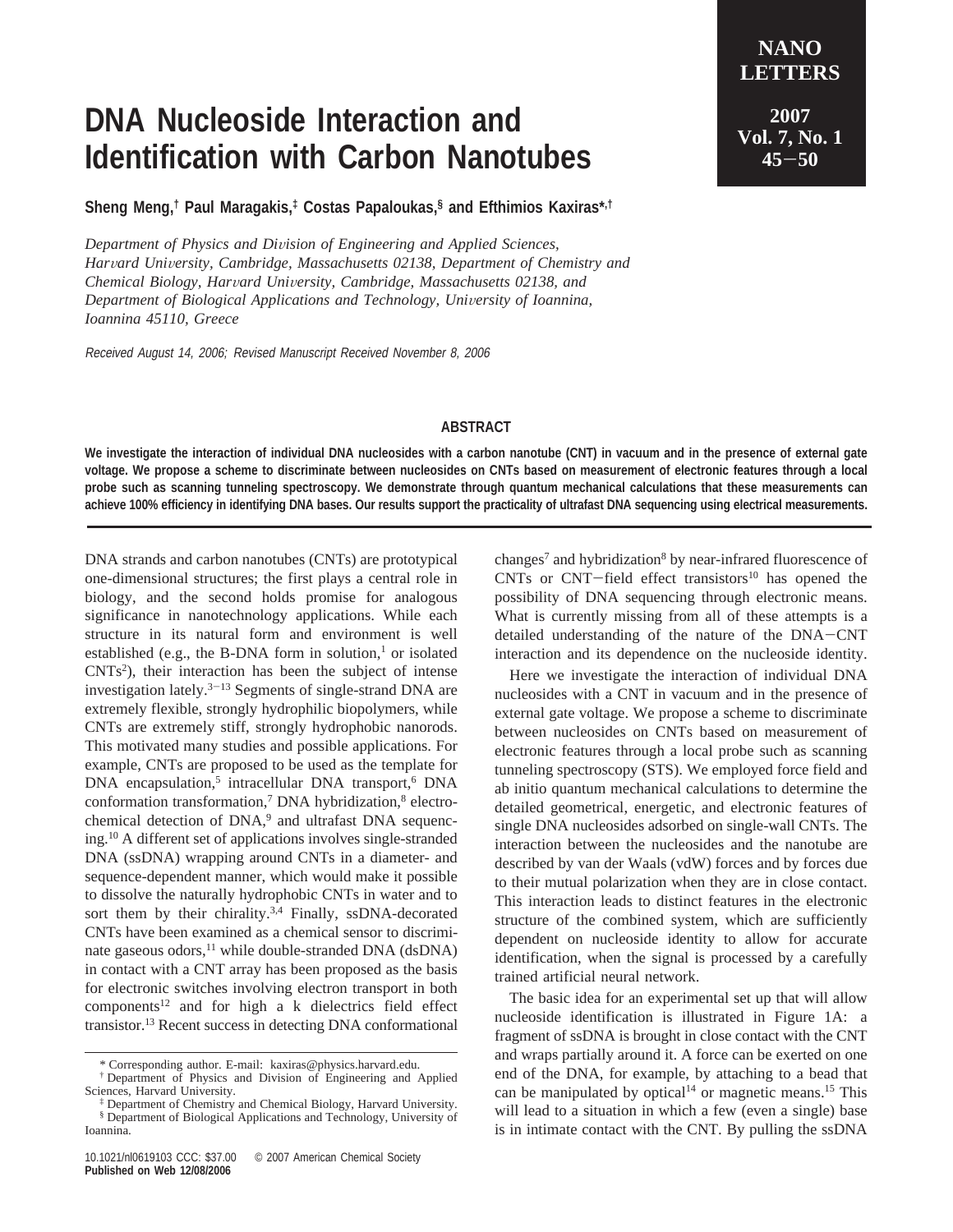// DNA Nucleoside Interaction and Identification with Carbon Nanotubes

**Sheng Meng,[†] Paul Maragakis,[‡] Costas Papaloukas,[§] and Efthimios Kaxiras*[,†]**

*Department of Physics and Division of Engineering and Applied Sciences, Harvard University, Cambridge, Massachusetts 02138, Department of Chemistry and Chemical Biology, Harvard University, Cambridge, Massachusetts 02138, and Department of Biological Applications and Technology, University of Ioannina, Ioannina 45110, Greece*

*Received August 14, 2006; Revised Manuscript Received November 8, 2006*

## ABSTRACT

**We investigate the interaction of individual DNA nucleosides with a carbon nanotube (CNT) in vacuum and in the presence of external gate voltage. We propose a scheme to discriminate between nucleosides on CNTs based on measurement of electronic features through a local probe such as scanning tunneling spectroscopy. We demonstrate through quantum mechanical calculations that these measurements can achieve 100% efficiency in identifying DNA bases. Our results support the practicality of ultrafast DNA sequencing using electrical measurements.**

DNA strands and carbon nanotubes (CNTs) are prototypical one-dimensional structures; the first plays a central role in biology, and the second holds promise for analogous significance in nanotechnology applications. While each structure in its natural form and environment is well established (e.g., the B-DNA form in solution,[1] or isolated CNTs[2]), their interaction has been the subject of intense investigation lately.[3−13] Segments of single-strand DNA are extremely flexible, strongly hydrophilic biopolymers, while CNTs are extremely stiff, strongly hydrophobic nanorods. This motivated many studies and possible applications. For example, CNTs are proposed to be used as the template for DNA encapsulation,[5] intracellular DNA transport,[6] DNA conformation transformation,[7] DNA hybridization,[8] electrochemical detection of DNA,[9] and ultrafast DNA sequencing.[10] A different set of applications involves single-stranded DNA (ssDNA) wrapping around CNTs in a diameter- and sequence-dependent manner, which would make it possible to dissolve the naturally hydrophobic CNTs in water and to sort them by their chirality.[3,4] Finally, ssDNA-decorated CNTs have been examined as a chemical sensor to discriminate gaseous odors,[11] while double-stranded DNA (dsDNA) in contact with a CNT array has been proposed as the basis for electronic switches involving electron transport in both components[12] and for high a k dielectrics field effect transistor.[13] Recent success in detecting DNA conformational changes[7] and hybridization[8] by near-infrared fluorescence of CNTs or CNT−field effect transistors[10] has opened the possibility of DNA sequencing through electronic means. What is currently missing from all of these attempts is a detailed understanding of the nature of the DNA−CNT interaction and its dependence on the nucleoside identity.

Here we investigate the interaction of individual DNA nucleosides with a CNT in vacuum and in the presence of external gate voltage. We propose a scheme to discriminate between nucleosides on CNTs based on measurement of electronic features through a local probe such as scanning tunneling spectroscopy (STS). We employed force field and ab initio quantum mechanical calculations to determine the detailed geometrical, energetic, and electronic features of single DNA nucleosides adsorbed on single-wall CNTs. The interaction between the nucleosides and the nanotube are described by van der Waals (vdW) forces and by forces due to their mutual polarization when they are in close contact. This interaction leads to distinct features in the electronic structure of the combined system, which are sufficiently dependent on nucleoside identity to allow for accurate identification, when the signal is processed by a carefully trained artificial neural network.

The basic idea for an experimental set up that will allow nucleoside identification is illustrated in Figure 1A: a fragment of ssDNA is brought in close contact with the CNT and wraps partially around it. A force can be exerted on one end of the DNA, for example, by attaching to a bead that can be manipulated by optical[14] or magnetic means.[15] This will lead to a situation in which a few (even a single) base is in intimate contact with the CNT. By pulling the ssDNA

\* Corresponding author. E-mail: kaxiras@physics.harvard.edu.
[†] Department of Physics and Division of Engineering and Applied Sciences, Harvard University.
[‡] Department of Chemistry and Chemical Biology, Harvard University.
[§] Department of Biological Applications and Technology, University of Ioannina.

10.1021/nl0619103 CCC: $37.00 © 2007 American Chemical Society
**Published on Web 12/08/2006**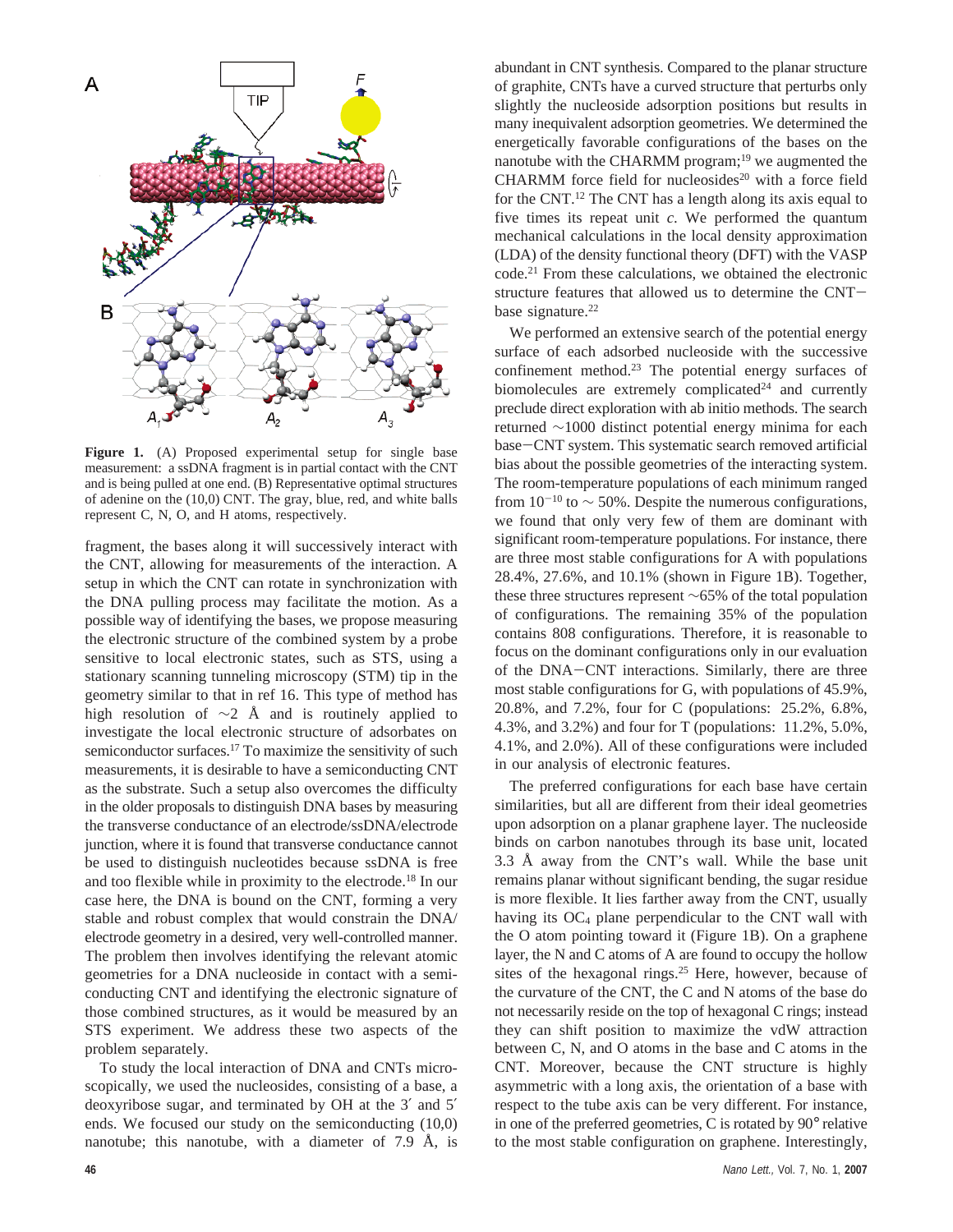**Figure 1.** (A) Proposed experimental setup for single base measurement: a ssDNA fragment is in partial contact with the CNT and is being pulled at one end. (B) Representative optimal structures of adenine on the (10,0) CNT. The gray, blue, red, and white balls represent C, N, O, and H atoms, respectively.

fragment, the bases along it will successively interact with the CNT, allowing for measurements of the interaction. A setup in which the CNT can rotate in synchronization with the DNA pulling process may facilitate the motion. As a possible way of identifying the bases, we propose measuring the electronic structure of the combined system by a probe sensitive to local electronic states, such as STS, using a stationary scanning tunneling microscopy (STM) tip in the geometry similar to that in ref 16. This type of method has high resolution of ~2 Å and is routinely applied to investigate the local electronic structure of adsorbates on semiconductor surfaces.[17] To maximize the sensitivity of such measurements, it is desirable to have a semiconducting CNT as the substrate. Such a setup also overcomes the difficulty in the older proposals to distinguish DNA bases by measuring the transverse conductance of an electrode/ssDNA/electrode junction, where it is found that transverse conductance cannot be used to distinguish nucleotides because ssDNA is free and too flexible while in proximity to the electrode.[18] In our case here, the DNA is bound on the CNT, forming a very stable and robust complex that would constrain the DNA/electrode geometry in a desired, very well-controlled manner. The problem then involves identifying the relevant atomic geometries for a DNA nucleoside in contact with a semiconducting CNT and identifying the electronic signature of those combined structures, as it would be measured by an STS experiment. We address these two aspects of the problem separately.

To study the local interaction of DNA and CNTs microscopically, we used the nucleosides, consisting of a base, a deoxyribose sugar, and terminated by OH at the 3′ and 5′ ends. We focused our study on the semiconducting (10,0) nanotube; this nanotube, with a diameter of 7.9 Å, is abundant in CNT synthesis. Compared to the planar structure of graphite, CNTs have a curved structure that perturbs only slightly the nucleoside adsorption positions but results in many inequivalent adsorption geometries. We determined the energetically favorable configurations of the bases on the nanotube with the CHARMM program;[19] we augmented the CHARMM force field for nucleosides[20] with a force field for the CNT.[12] The CNT has a length along its axis equal to five times its repeat unit *c*. We performed the quantum mechanical calculations in the local density approximation (LDA) of the density functional theory (DFT) with the VASP code.[21] From these calculations, we obtained the electronic structure features that allowed us to determine the CNT–base signature.[22]

We performed an extensive search of the potential energy surface of each adsorbed nucleoside with the successive confinement method.[23] The potential energy surfaces of biomolecules are extremely complicated[24] and currently preclude direct exploration with ab initio methods. The search returned ~1000 distinct potential energy minima for each base–CNT system. This systematic search removed artificial bias about the possible geometries of the interacting system. The room-temperature populations of each minimum ranged from $10^{-10}$ to ~ 50%. Despite the numerous configurations, we found that only very few of them are dominant with significant room-temperature populations. For instance, there are three most stable configurations for A with populations 28.4%, 27.6%, and 10.1% (shown in Figure 1B). Together, these three structures represent ~65% of the total population of configurations. The remaining 35% of the population contains 808 configurations. Therefore, it is reasonable to focus on the dominant configurations only in our evaluation of the DNA–CNT interactions. Similarly, there are three most stable configurations for G, with populations of 45.9%, 20.8%, and 7.2%, four for C (populations: 25.2%, 6.8%, 4.3%, and 3.2%) and four for T (populations: 11.2%, 5.0%, 4.1%, and 2.0%). All of these configurations were included in our analysis of electronic features.

The preferred configurations for each base have certain similarities, but all are different from their ideal geometries upon adsorption on a planar graphene layer. The nucleoside binds on carbon nanotubes through its base unit, located 3.3 Å away from the CNT's wall. While the base unit remains planar without significant bending, the sugar residue is more flexible. It lies farther away from the CNT, usually having its $OC_4$ plane perpendicular to the CNT wall with the O atom pointing toward it (Figure 1B). On a graphene layer, the N and C atoms of A are found to occupy the hollow sites of the hexagonal rings.[25] Here, however, because of the curvature of the CNT, the C and N atoms of the base do not necessarily reside on the top of hexagonal C rings; instead they can shift position to maximize the vdW attraction between C, N, and O atoms in the base and C atoms in the CNT. Moreover, because the CNT structure is highly asymmetric with a long axis, the orientation of a base with respect to the tube axis can be very different. For instance, in one of the preferred geometries, C is rotated by 90° relative to the most stable configuration on graphene. Interestingly,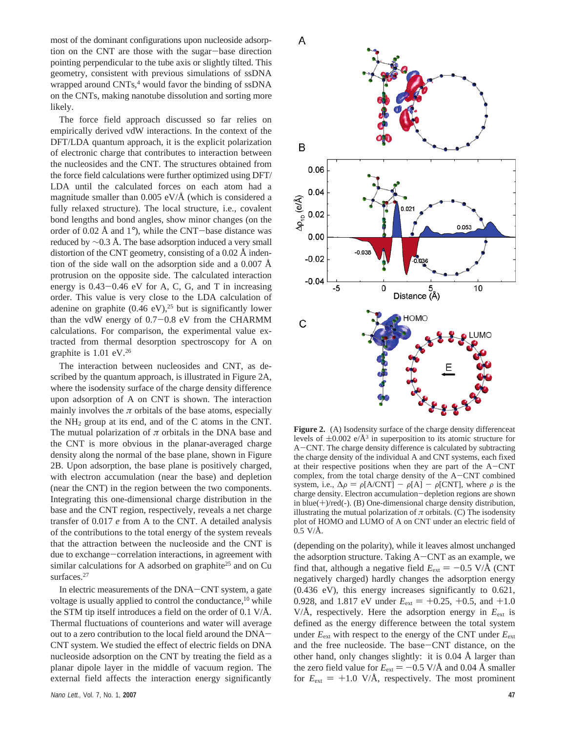most of the dominant configurations upon nucleoside adsorption on the CNT are those with the sugar−base direction pointing perpendicular to the tube axis or slightly tilted. This geometry, consistent with previous simulations of ssDNA wrapped around CNTs,[4] would favor the binding of ssDNA on the CNTs, making nanotube dissolution and sorting more likely.

The force field approach discussed so far relies on empirically derived vdW interactions. In the context of the DFT/LDA quantum approach, it is the explicit polarization of electronic charge that contributes to interaction between the nucleosides and the CNT. The structures obtained from the force field calculations were further optimized using DFT/LDA until the calculated forces on each atom had a magnitude smaller than 0.005 eV/Å (which is considered a fully relaxed structure). The local structure, i.e., covalent bond lengths and bond angles, show minor changes (on the order of 0.02 Å and 1°), while the CNT−base distance was reduced by ~0.3 Å. The base adsorption induced a very small distortion of the CNT geometry, consisting of a 0.02 Å indention of the side wall on the adsorption side and a 0.007 Å protrusion on the opposite side. The calculated interaction energy is 0.43−0.46 eV for A, C, G, and T in increasing order. This value is very close to the LDA calculation of adenine on graphite (0.46 eV),[25] but is significantly lower than the vdW energy of 0.7−0.8 eV from the CHARMM calculations. For comparison, the experimental value extracted from thermal desorption spectroscopy for A on graphite is 1.01 eV.[26]

The interaction between nucleosides and CNT, as described by the quantum approach, is illustrated in Figure 2A, where the isodensity surface of the charge density difference upon adsorption of A on CNT is shown. The interaction mainly involves the $\pi$ orbitals of the base atoms, especially the $NH_2$ group at its end, and of the C atoms in the CNT. The mutual polarization of $\pi$ orbitals in the DNA base and the CNT is more obvious in the planar-averaged charge density along the normal of the base plane, shown in Figure 2B. Upon adsorption, the base plane is positively charged, with electron accumulation (near the base) and depletion (near the CNT) in the region between the two components. Integrating this one-dimensional charge distribution in the base and the CNT region, respectively, reveals a net charge transfer of 0.017 *e* from A to the CNT. A detailed analysis of the contributions to the total energy of the system reveals that the attraction between the nucleoside and the CNT is due to exchange−correlation interactions, in agreement with similar calculations for A adsorbed on graphite[25] and on Cu surfaces.[27]

In electric measurements of the DNA−CNT system, a gate voltage is usually applied to control the conductance,[10] while the STM tip itself introduces a field on the order of 0.1 V/Å. Thermal fluctuations of counterions and water will average out to a zero contribution to the local field around the DNA−CNT system. We studied the effect of electric fields on DNA nucleoside adsorption on the CNT by treating the field as a planar dipole layer in the middle of vacuum region. The external field affects the interaction energy significantly (depending on the polarity), while it leaves almost unchanged the adsorption structure. Taking A−CNT as an example, we find that, although a negative field $E_{ext} = -0.5$ V/Å (CNT negatively charged) hardly changes the adsorption energy (0.436 eV), this energy increases significantly to 0.621, 0.928, and 1.817 eV under $E_{ext} = +0.25$, $+0.5$, and $+1.0$ V/Å, respectively. Here the adsorption energy in $E_{ext}$ is defined as the energy difference between the total system under $E_{ext}$ with respect to the energy of the CNT under $E_{ext}$ and the free nucleoside. The base−CNT distance, on the other hand, only changes slightly: it is 0.04 Å larger than the zero field value for $E_{ext} = -0.5$ V/Å and 0.04 Å smaller for $E_{ext} = +1.0$ V/Å, respectively. The most prominent

**Figure 2.** (A) Isodensity surface of the charge density differenceat levels of $\pm 0.002$ e/Å$^3$ in superposition to its atomic structure for A−CNT. The charge density difference is calculated by subtracting the charge density of the individual A and CNT systems, each fixed at their respective positions when they are part of the A−CNT complex, from the total charge density of the A−CNT combined system, i.e., $\Delta\rho = \rho[\text{A/CNT}] - \rho[\text{A}] - \rho[\text{CNT}]$, where $\rho$ is the charge density. Electron accumulation−depletion regions are shown in blue(+)/red(-). (B) One-dimensional charge density distribution, illustrating the mutual polarization of $\pi$ orbitals. (C) The isodensity plot of HOMO and LUMO of A on CNT under an electric field of 0.5 V/Å.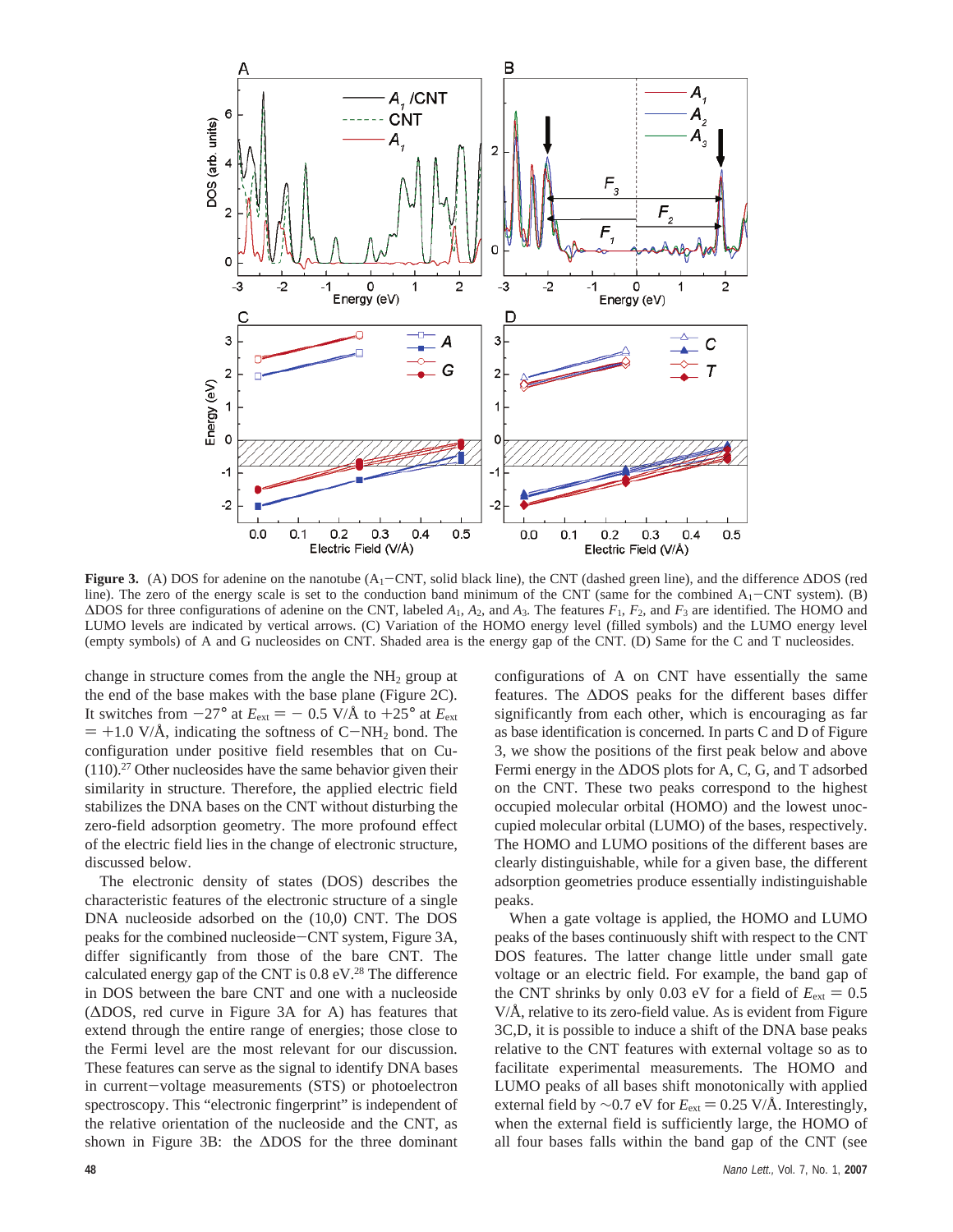**Figure 3.** (A) DOS for adenine on the nanotube ($A_1$−CNT, solid black line), the CNT (dashed green line), and the difference ΔDOS (red line). The zero of the energy scale is set to the conduction band minimum of the CNT (same for the combined $A_1$−CNT system). (B) ΔDOS for three configurations of adenine on the CNT, labeled $A_1$, $A_2$, and $A_3$. The features $F_1$, $F_2$, and $F_3$ are identified. The HOMO and LUMO levels are indicated by vertical arrows. (C) Variation of the HOMO energy level (filled symbols) and the LUMO energy level (empty symbols) of A and G nucleosides on CNT. Shaded area is the energy gap of the CNT. (D) Same for the C and T nucleosides.

change in structure comes from the angle the $NH_2$ group at the end of the base makes with the base plane (Figure 2C). It switches from −27° at $E_{ext}$ = − 0.5 V/Å to +25° at $E_{ext}$ = +1.0 V/Å, indicating the softness of C−$NH_2$ bond. The configuration under positive field resembles that on Cu-(110).[27] Other nucleosides have the same behavior given their similarity in structure. Therefore, the applied electric field stabilizes the DNA bases on the CNT without disturbing the zero-field adsorption geometry. The more profound effect of the electric field lies in the change of electronic structure, discussed below.

The electronic density of states (DOS) describes the characteristic features of the electronic structure of a single DNA nucleoside adsorbed on the (10,0) CNT. The DOS peaks for the combined nucleoside−CNT system, Figure 3A, differ significantly from those of the bare CNT. The calculated energy gap of the CNT is 0.8 eV.[28] The difference in DOS between the bare CNT and one with a nucleoside (ΔDOS, red curve in Figure 3A for A) has features that extend through the entire range of energies; those close to the Fermi level are the most relevant for our discussion. These features can serve as the signal to identify DNA bases in current−voltage measurements (STS) or photoelectron spectroscopy. This "electronic fingerprint" is independent of the relative orientation of the nucleoside and the CNT, as shown in Figure 3B: the ΔDOS for the three dominant configurations of A on CNT have essentially the same features. The ΔDOS peaks for the different bases differ significantly from each other, which is encouraging as far as base identification is concerned. In parts C and D of Figure 3, we show the positions of the first peak below and above Fermi energy in the ΔDOS plots for A, C, G, and T adsorbed on the CNT. These two peaks correspond to the highest occupied molecular orbital (HOMO) and the lowest unoccupied molecular orbital (LUMO) of the bases, respectively. The HOMO and LUMO positions of the different bases are clearly distinguishable, while for a given base, the different adsorption geometries produce essentially indistinguishable peaks.

When a gate voltage is applied, the HOMO and LUMO peaks of the bases continuously shift with respect to the CNT DOS features. The latter change little under small gate voltage or an electric field. For example, the band gap of the CNT shrinks by only 0.03 eV for a field of $E_{ext}$ = 0.5 V/Å, relative to its zero-field value. As is evident from Figure 3C,D, it is possible to induce a shift of the DNA base peaks relative to the CNT features with external voltage so as to facilitate experimental measurements. The HOMO and LUMO peaks of all bases shift monotonically with applied external field by ~0.7 eV for $E_{ext}$ = 0.25 V/Å. Interestingly, when the external field is sufficiently large, the HOMO of all four bases falls within the band gap of the CNT (see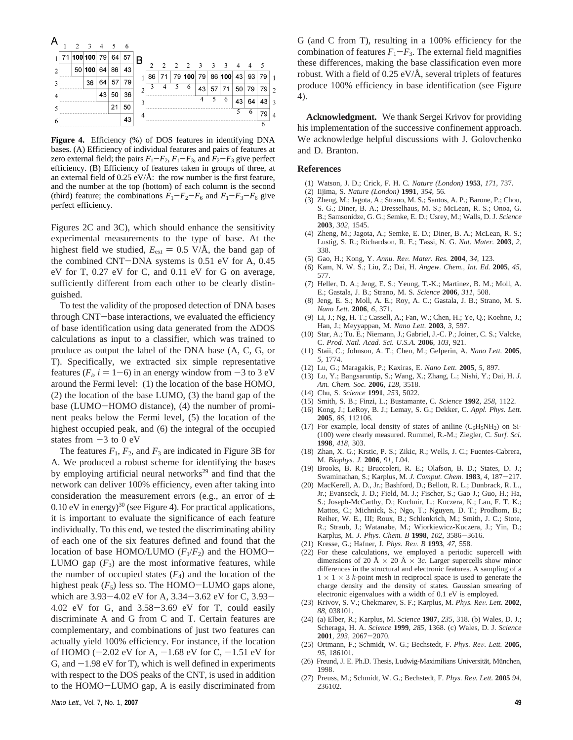**A**

| | 1 | 2 | 3 | 4 | 5 | 6 |
|---|---|---|---|---|---|---|
| 1 | 71 | **100** | **100** | 79 | 64 | 57 |
| 2 | | 50 | **100** | 64 | 86 | 43 |
| 3 | | | 36 | 64 | 57 | 79 |
| 4 | | | | 43 | 50 | 36 |
| 5 | | | | | 21 | 50 |
| 6 | | | | | | 43 |

**B**

| | 2/3 | 2/4 | 2/5 | 2/6 | 3/4 | 3/5 | 3/6 | 4/5 | 4/6 | 5/6 |
|---|---|---|---|---|---|---|---|---|---|---|
| 1 | 86 | 71 | 79 | **100** | 79 | 86 | **100** | 43 | 93 | 79 |
| 2 | | | | | 43 | 57 | 71 | 50 | 79 | 79 |
| 3 | | | | | | | | 43 | 64 | 43 |
| 4 | | | | | | | | | | 79 |

**Figure 4.** Efficiency (%) of DOS features in identifying DNA bases. (A) Efficiency of individual features and pairs of features at zero external field; the pairs $F_1$−$F_2$, $F_1$−$F_3$, and $F_2$−$F_3$ give perfect efficiency. (B) Efficiency of features taken in groups of three, at an external field of 0.25 eV/Å: the row number is the first feature, and the number at the top (bottom) of each column is the second (third) feature; the combinations $F_1$−$F_2$−$F_6$ and $F_1$−$F_3$−$F_6$ give perfect efficiency.

Figures 2C and 3C), which should enhance the sensitivity experimental measurements to the type of base. At the highest field we studied, $E_{ext}$ = 0.5 V/Å, the band gap of the combined CNT−DNA systems is 0.51 eV for A, 0.45 eV for T, 0.27 eV for C, and 0.11 eV for G on average, sufficiently different from each other to be clearly distinguished.

To test the validity of the proposed detection of DNA bases through CNT−base interactions, we evaluated the efficiency of base identification using data generated from the ΔDOS calculations as input to a classifier, which was trained to produce as output the label of the DNA base (A, C, G, or T). Specifically, we extracted six simple representative features ($F_i$, $i$ = 1−6) in an energy window from −3 to 3 eV around the Fermi level: (1) the location of the base HOMO, (2) the location of the base LUMO, (3) the band gap of the base (LUMO−HOMO distance), (4) the number of prominent peaks below the Fermi level, (5) the location of the highest occupied peak, and (6) the integral of the occupied states from −3 to 0 eV

The features $F_1$, $F_2$, and $F_3$ are indicated in Figure 3B for A. We produced a robust scheme for identifying the bases by employing artificial neural networks[29] and find that the network can deliver 100% efficiency, even after taking into consideration the measurement errors (e.g., an error of ± 0.10 eV in energy)[30] (see Figure 4). For practical applications, it is important to evaluate the significance of each feature individually. To this end, we tested the discriminating ability of each one of the six features defined and found that the location of base HOMO/LUMO ($F_1$/$F_2$) and the HOMO−LUMO gap ($F_3$) are the most informative features, while the number of occupied states ($F_4$) and the location of the highest peak ($F_5$) less so. The HOMO−LUMO gaps alone, which are 3.93−4.02 eV for A, 3.34−3.62 eV for C, 3.93−4.02 eV for G, and 3.58−3.69 eV for T, could easily discriminate A and G from C and T. Certain features are complementary, and combinations of just two features can actually yield 100% efficiency. For instance, if the location of HOMO (−2.02 eV for A, −1.68 eV for C, −1.51 eV for G, and −1.98 eV for T), which is well defined in experiments with respect to the DOS peaks of the CNT, is used in addition to the HOMO−LUMO gap, A is easily discriminated from G (and C from T), resulting in a 100% efficiency for the combination of features $F_1$−$F_3$. The external field magnifies these differences, making the base classification even more robust. With a field of 0.25 eV/Å, several triplets of features produce 100% efficiency in base identification (see Figure 4).

**Acknowledgment.** We thank Sergei Krivov for providing his implementation of the successive confinement approach. We acknowledge helpful discussions with J. Golovchenko and D. Branton.

## References

(1) Watson, J. D.; Crick, F. H. C. *Nature (London)* **1953**, *171*, 737.
(2) Iijima, S. *Nature (London)* **1991**, *354*, 56.
(3) Zheng, M.; Jagota, A.; Strano, M. S.; Santos, A. P.; Barone, P.; Chou, S. G.; Diner, B. A.; Dresselhaus, M. S.; McLean, R. S.; Onoa, G. B.; Samsonidze, G. G.; Semke, E. D.; Usrey, M.; Walls, D. J. *Science* **2003**, *302*, 1545.
(4) Zheng, M.; Jagota, A.; Semke, E. D.; Diner, B. A.; McLean, R. S.; Lustig, S. R.; Richardson, R. E.; Tassi, N. G. *Nat. Mater.* **2003**, *2*, 338.
(5) Gao, H.; Kong, Y. *Annu. Rev. Mater. Res.* **2004**, *34*, 123.
(6) Kam, N. W. S.; Liu, Z.; Dai, H. *Angew. Chem., Int. Ed.* **2005**, *45*, 577.
(7) Heller, D. A.; Jeng, E. S.; Yeung, T.-K.; Martinez, B. M.; Moll, A. E.; Gastala, J. B.; Strano, M. S. *Science* **2006**, *311*, 508.
(8) Jeng, E. S.; Moll, A. E.; Roy, A. C.; Gastala, J. B.; Strano, M. S. *Nano Lett.* **2006**, *6*, 371.
(9) Li, J.; Ng, H. T.; Cassell, A.; Fan, W.; Chen, H.; Ye, Q.; Koehne, J.; Han, J.; Meyyappan, M. *Nano Lett.* **2003**, *3*, 597.
(10) Star, A.; Tu, E.; Niemann, J.; Gabriel, J.-C. P.; Joiner, C. S.; Valcke, C. *Prod. Natl. Acad. Sci. U.S.A.* **2006**, *103*, 921.
(11) Staii, C.; Johnson, A. T.; Chen, M.; Gelperin, A. *Nano Lett.* **2005**, *5*, 1774.
(12) Lu, G.; Maragakis, P.; Kaxiras, E. *Nano Lett.* **2005**, *5*, 897.
(13) Lu, Y.; Bangsaruntip, S.; Wang, X.; Zhang, L.; Nishi, Y.; Dai, H. *J. Am. Chem. Soc.* **2006**, *128*, 3518.
(14) Chu, S. *Science* **1991**, *253*, 5022.
(15) Smith, S. B.; Finzi, L.; Bustamante, C. *Science* **1992**, *258*, 1122.
(16) Kong, J.; LeRoy, B. J.; Lemay, S. G.; Dekker, C. *Appl. Phys. Lett.* **2005**, *86*, 112106.
(17) For example, local density of states of aniline ($C_6H_5NH_2$) on Si-(100) were clearly measured. Rummel, R.-M.; Ziegler, C. *Surf. Sci.* **1998**, *418*, 303.
(18) Zhan, X. G.; Krstic, P. S.; Zikic, R.; Wells, J. C.; Fuentes-Cabrera, M. *Biophys. J.* **2006**, *91*, L04.
(19) Brooks, B. R.; Bruccoleri, R. E.; Olafson, B. D.; States, D. J.; Swaminathan, S.; Karplus, M. *J. Comput. Chem.* **1983**, *4*, 187−217.
(20) MacKerell, A. D., Jr.; Bashford, D.; Bellott, R. L.; Dunbrack, R. L., Jr.; Evanseck, J. D.; Field, M. J.; Fischer, S.; Gao J.; Guo, H.; Ha, S.; Joseph-McCarthy, D.; Kuchnir, L.; Kuczera, K.; Lau, F. T. K.; Mattos, C.; Michnick, S.; Ngo, T.; Nguyen, D. T.; Prodhom, B.; Reiher, W. E., III; Roux, B.; Schlenkrich, M.; Smith, J. C.; Stote, R.; Straub, J.; Watanabe, M.; Wiorkiewicz-Kuczera, J.; Yin, D.; Karplus, M. *J. Phys. Chem. B* **1998**, *102*, 3586−3616.
(21) Kresse, G.; Hafner, J. *Phys. Rev. B* **1993**, *47*, 558.
(22) For these calculations, we employed a periodic supercell with dimensions of 20 Å × 20 Å × 3*c*. Larger supercells show minor differences in the structural and electronic features. A sampling of a 1 × 1 × 3 *k*-point mesh in reciprocal space is used to generate the charge density and the density of states. Gaussian smearing of electronic eigenvalues with a width of 0.1 eV is employed.
(23) Krivov, S. V.; Chekmarev, S. F.; Karplus, M. *Phys. Rev. Lett.* **2002**, *88*, 038101.
(24) (a) Elber, R.; Karplus, M. *Science* **1987**, *235*, 318. (b) Wales, D. J.; Scheraga, H. A. *Science* **1999**, *285*, 1368. (c) Wales, D. J. *Science* **2001**, *293*, 2067−2070.
(25) Ortmann, F.; Schmidt, W. G.; Bechstedt, F. *Phys. Rev. Lett.* **2005**, *95*, 186101.
(26) Freund, J. E. Ph.D. Thesis, Ludwig-Maximilians Universität, München, 1998.
(27) Preuss, M.; Schmidt, W. G.; Bechstedt, F. *Phys. Rev. Lett.* **2005** *94*, 236102.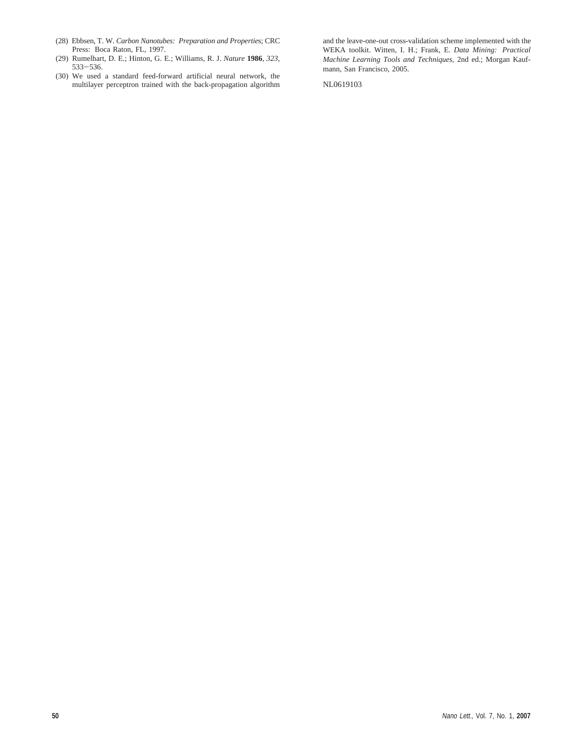(28) Ebbsen, T. W. *Carbon Nanotubes: Preparation and Properties*; CRC Press: Boca Raton, FL, 1997.

(29) Rumelhart, D. E.; Hinton, G. E.; Williams, R. J. *Nature* **1986**, *323*, 533−536.

(30) We used a standard feed-forward artificial neural network, the multilayer perceptron trained with the back-propagation algorithm and the leave-one-out cross-validation scheme implemented with the WEKA toolkit. Witten, I. H.; Frank, E. *Data Mining: Practical Machine Learning Tools and Techniques*, 2nd ed.; Morgan Kaufmann, San Francisco, 2005.

NL0619103